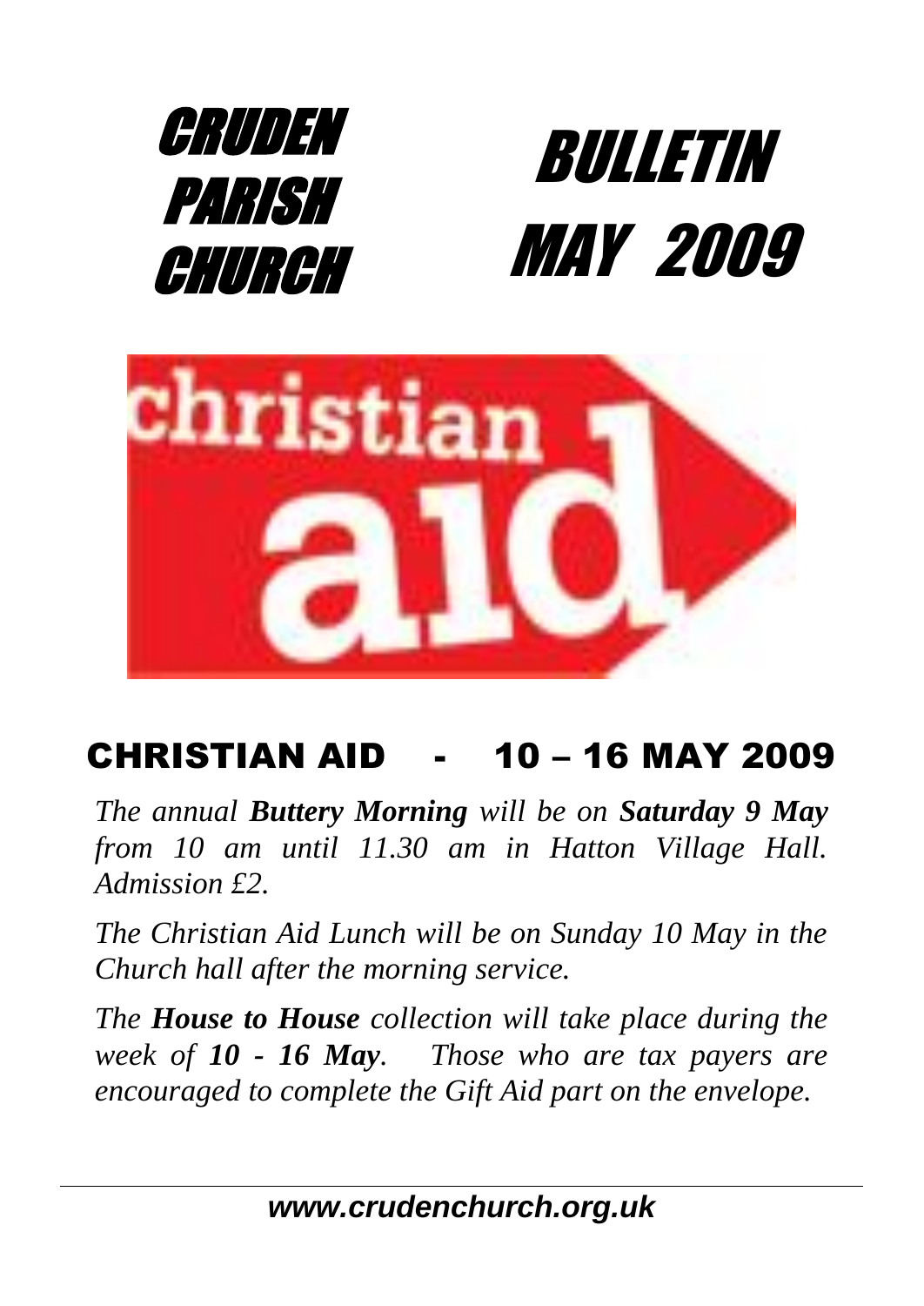# CRUDEN PARISH CHURCH

# BULLETIN MAY 2009

## CHRISTIAN AID - 10 – 16 MAY 2009

*The annual **Buttery Morning** will be on **Saturday 9 May** from 10 am until 11.30 am in Hatton Village Hall. Admission £2.*

*The Christian Aid Lunch will be on Sunday 10 May in the Church hall after the morning service.*

*The **House to House** collection will take place during the week of **10 - 16 May**. Those who are tax payers are encouraged to complete the Gift Aid part on the envelope.*

***www.crudenchurch.org.uk***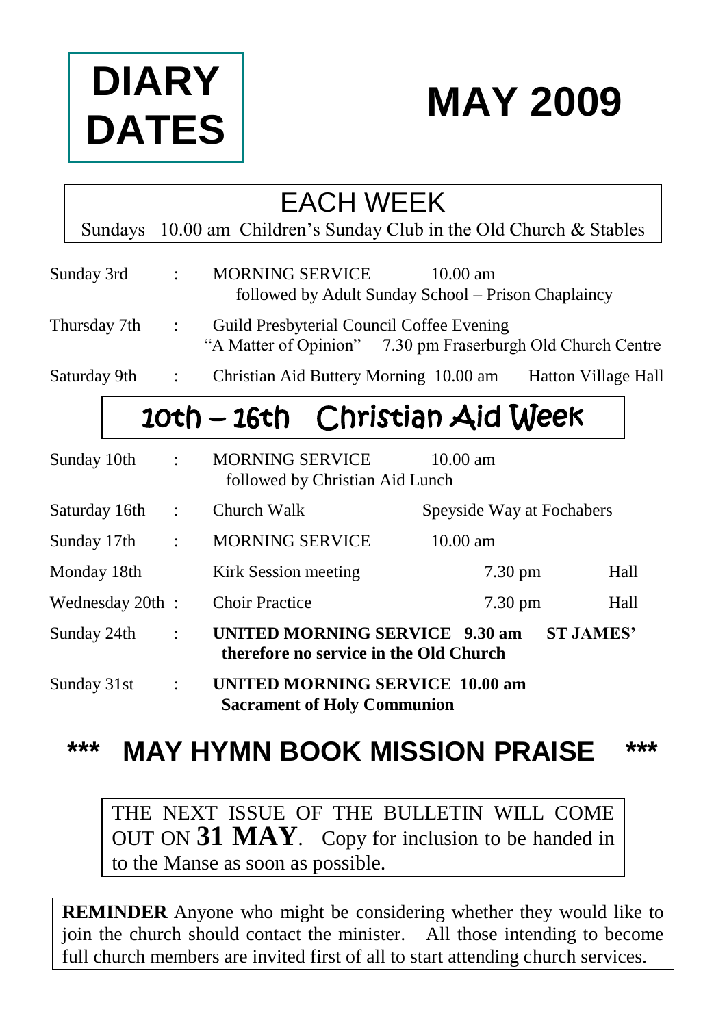# DIARY DATES

# MAY 2009

## EACH WEEK

Sundays 10.00 am Children's Sunday Club in the Old Church & Stables

| | | | | |
|---|---|---|---|---|
| Sunday 3rd | : | MORNING SERVICE<br>followed by Adult Sunday School – Prison Chaplaincy | 10.00 am | |
| Thursday 7th | : | Guild Presbyterial Council Coffee Evening<br>"A Matter of Opinion" | 7.30 pm | Fraserburgh Old Church Centre |
| Saturday 9th | : | Christian Aid Buttery Morning | 10.00 am | Hatton Village Hall |

## 10th – 16th Christian Aid Week

| | | | | |
|---|---|---|---|---|
| Sunday 10th | : | MORNING SERVICE<br>followed by Christian Aid Lunch | 10.00 am | |
| Saturday 16th | : | Church Walk | Speyside Way at Fochabers | |
| Sunday 17th | : | MORNING SERVICE | 10.00 am | |
| Monday 18th | | Kirk Session meeting | 7.30 pm | Hall |
| Wednesday 20th | : | Choir Practice | 7.30 pm | Hall |
| Sunday 24th | : | **UNITED MORNING SERVICE**<br>**therefore no service in the Old Church** | **9.30 am** | **ST JAMES'** |
| Sunday 31st | : | **UNITED MORNING SERVICE**<br>**Sacrament of Holy Communion** | **10.00 am** | |

## \*\*\* MAY HYMN BOOK MISSION PRAISE \*\*\*

THE NEXT ISSUE OF THE BULLETIN WILL COME OUT ON **31 MAY**. Copy for inclusion to be handed in to the Manse as soon as possible.

**REMINDER** Anyone who might be considering whether they would like to join the church should contact the minister. All those intending to become full church members are invited first of all to start attending church services.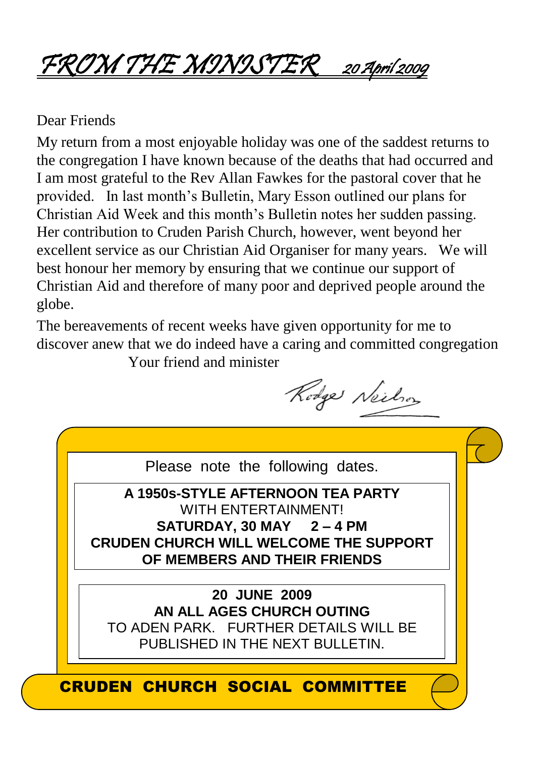# FROM THE MINISTER 20 April 2009

Dear Friends

My return from a most enjoyable holiday was one of the saddest returns to the congregation I have known because of the deaths that had occurred and I am most grateful to the Rev Allan Fawkes for the pastoral cover that he provided. In last month's Bulletin, Mary Esson outlined our plans for Christian Aid Week and this month's Bulletin notes her sudden passing. Her contribution to Cruden Parish Church, however, went beyond her excellent service as our Christian Aid Organiser for many years. We will best honour her memory by ensuring that we continue our support of Christian Aid and therefore of many poor and deprived people around the globe.

The bereavements of recent weeks have given opportunity for me to discover anew that we do indeed have a caring and committed congregation

Your friend and minister

Rodger Neilson

---

Please note the following dates.

**A 1950s-STYLE AFTERNOON TEA PARTY**
WITH ENTERTAINMENT!
**SATURDAY, 30 MAY 2 – 4 PM**
**CRUDEN CHURCH WILL WELCOME THE SUPPORT OF MEMBERS AND THEIR FRIENDS**

**20 JUNE 2009**
**AN ALL AGES CHURCH OUTING**
TO ADEN PARK. FURTHER DETAILS WILL BE PUBLISHED IN THE NEXT BULLETIN.

**CRUDEN CHURCH SOCIAL COMMITTEE**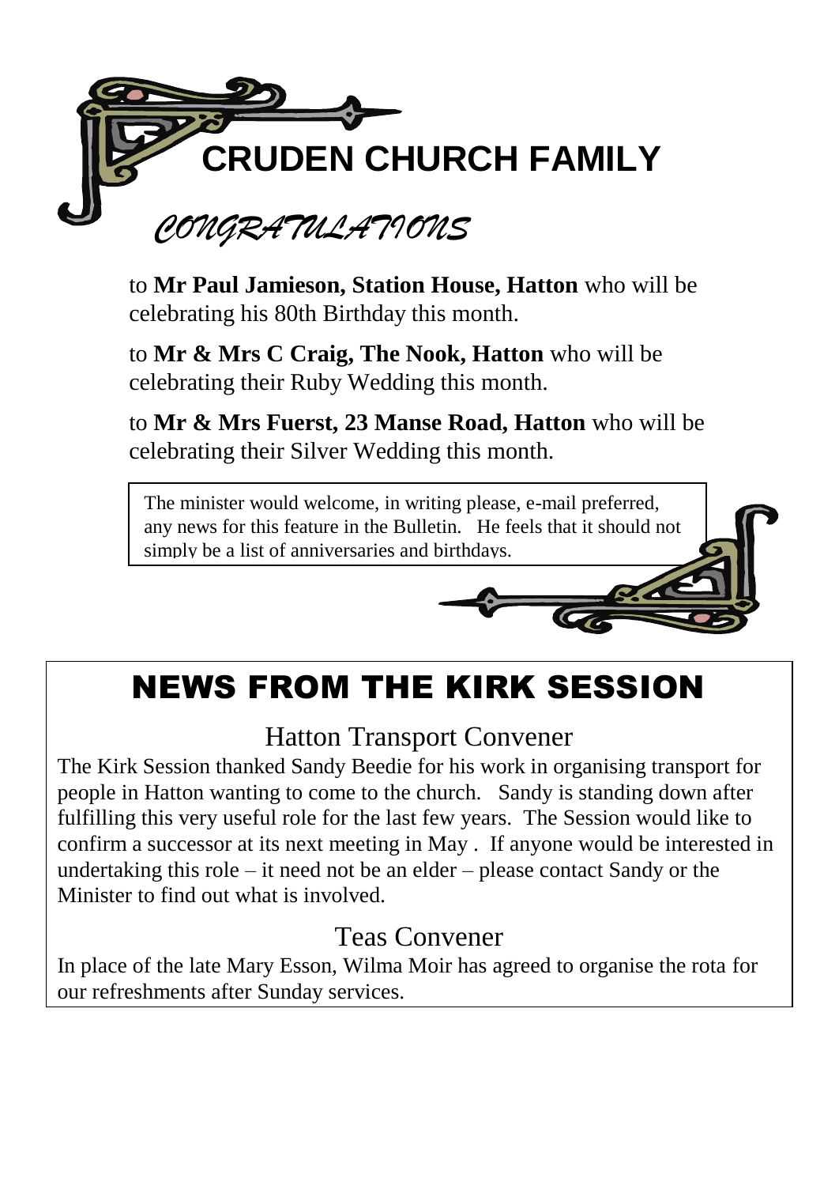# CRUDEN CHURCH FAMILY

## *CONGRATULATIONS*

to **Mr Paul Jamieson, Station House, Hatton** who will be celebrating his 80th Birthday this month.

to **Mr & Mrs C Craig, The Nook, Hatton** who will be celebrating their Ruby Wedding this month.

to **Mr & Mrs Fuerst, 23 Manse Road, Hatton** who will be celebrating their Silver Wedding this month.

The minister would welcome, in writing please, e-mail preferred, any news for this feature in the Bulletin. He feels that it should not simply be a list of anniversaries and birthdays.

# NEWS FROM THE KIRK SESSION

## Hatton Transport Convener

The Kirk Session thanked Sandy Beedie for his work in organising transport for people in Hatton wanting to come to the church. Sandy is standing down after fulfilling this very useful role for the last few years. The Session would like to confirm a successor at its next meeting in May . If anyone would be interested in undertaking this role – it need not be an elder – please contact Sandy or the Minister to find out what is involved.

## Teas Convener

In place of the late Mary Esson, Wilma Moir has agreed to organise the rota for our refreshments after Sunday services.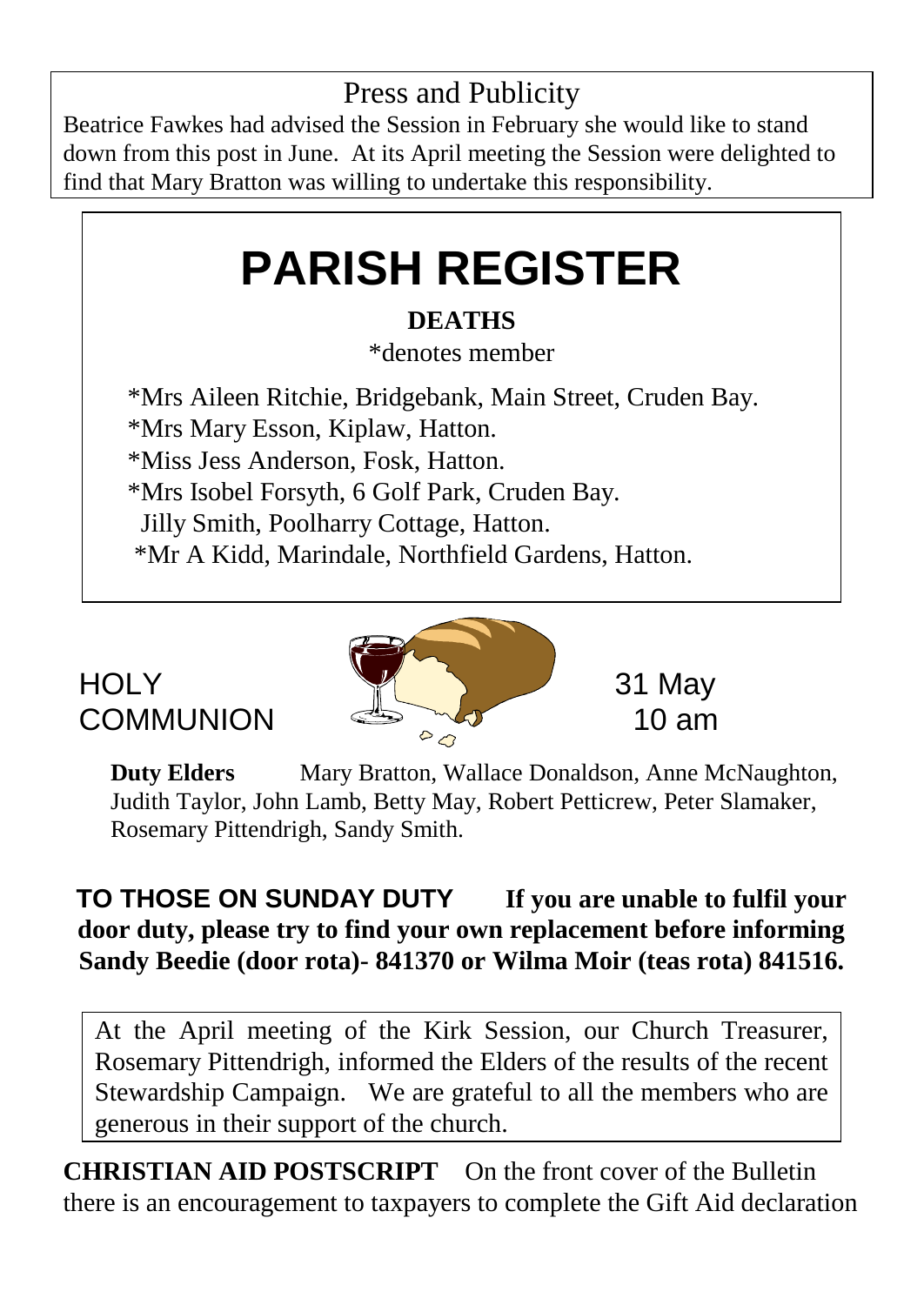## Press and Publicity

Beatrice Fawkes had advised the Session in February she would like to stand down from this post in June. At its April meeting the Session were delighted to find that Mary Bratton was willing to undertake this responsibility.

# PARISH REGISTER

**DEATHS**

*denotes member

*Mrs Aileen Ritchie, Bridgebank, Main Street, Cruden Bay.
*Mrs Mary Esson, Kiplaw, Hatton.
*Miss Jess Anderson, Fosk, Hatton.
*Mrs Isobel Forsyth, 6 Golf Park, Cruden Bay.
Jilly Smith, Poolharry Cottage, Hatton.
*Mr A Kidd, Marindale, Northfield Gardens, Hatton.

## HOLY COMMUNION

31 May
10 am

**Duty Elders** Mary Bratton, Wallace Donaldson, Anne McNaughton, Judith Taylor, John Lamb, Betty May, Robert Petticrew, Peter Slamaker, Rosemary Pittendrigh, Sandy Smith.

**TO THOSE ON SUNDAY DUTY** **If you are unable to fulfil your door duty, please try to find your own replacement before informing Sandy Beedie (door rota)- 841370 or Wilma Moir (teas rota) 841516.**

At the April meeting of the Kirk Session, our Church Treasurer, Rosemary Pittendrigh, informed the Elders of the results of the recent Stewardship Campaign. We are grateful to all the members who are generous in their support of the church.

**CHRISTIAN AID POSTSCRIPT** On the front cover of the Bulletin there is an encouragement to taxpayers to complete the Gift Aid declaration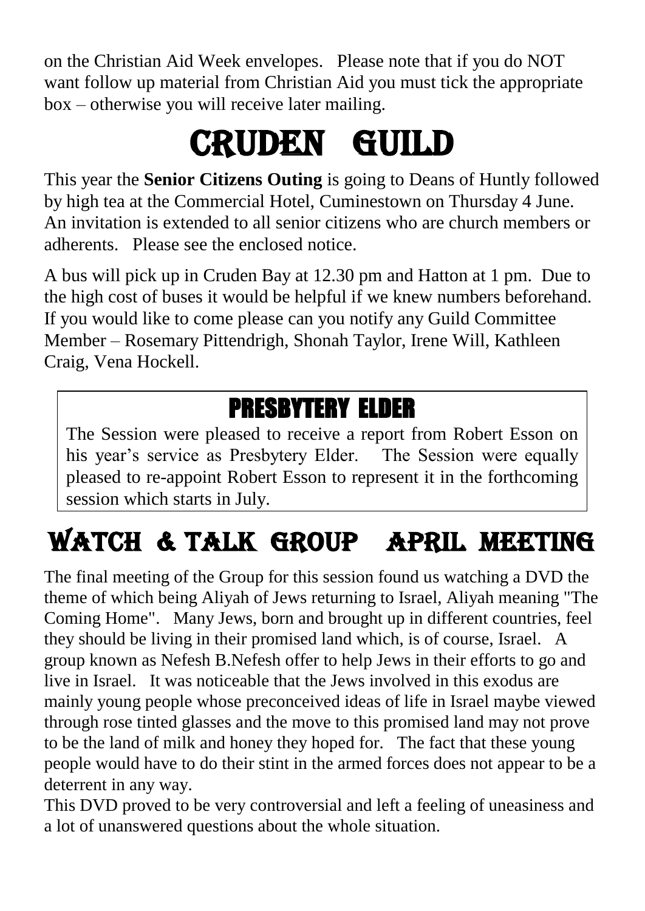on the Christian Aid Week envelopes. Please note that if you do NOT want follow up material from Christian Aid you must tick the appropriate box – otherwise you will receive later mailing.

# CRUDEN GUILD

This year the **Senior Citizens Outing** is going to Deans of Huntly followed by high tea at the Commercial Hotel, Cuminestown on Thursday 4 June. An invitation is extended to all senior citizens who are church members or adherents. Please see the enclosed notice.

A bus will pick up in Cruden Bay at 12.30 pm and Hatton at 1 pm. Due to the high cost of buses it would be helpful if we knew numbers beforehand. If you would like to come please can you notify any Guild Committee Member – Rosemary Pittendrigh, Shonah Taylor, Irene Will, Kathleen Craig, Vena Hockell.

## PRESBYTERY ELDER

The Session were pleased to receive a report from Robert Esson on his year's service as Presbytery Elder. The Session were equally pleased to re-appoint Robert Esson to represent it in the forthcoming session which starts in July.

# WATCH & TALK GROUP APRIL MEETING

The final meeting of the Group for this session found us watching a DVD the theme of which being Aliyah of Jews returning to Israel, Aliyah meaning "The Coming Home". Many Jews, born and brought up in different countries, feel they should be living in their promised land which, is of course, Israel. A group known as Nefesh B.Nefesh offer to help Jews in their efforts to go and live in Israel. It was noticeable that the Jews involved in this exodus are mainly young people whose preconceived ideas of life in Israel maybe viewed through rose tinted glasses and the move to this promised land may not prove to be the land of milk and honey they hoped for. The fact that these young people would have to do their stint in the armed forces does not appear to be a deterrent in any way.

This DVD proved to be very controversial and left a feeling of uneasiness and a lot of unanswered questions about the whole situation.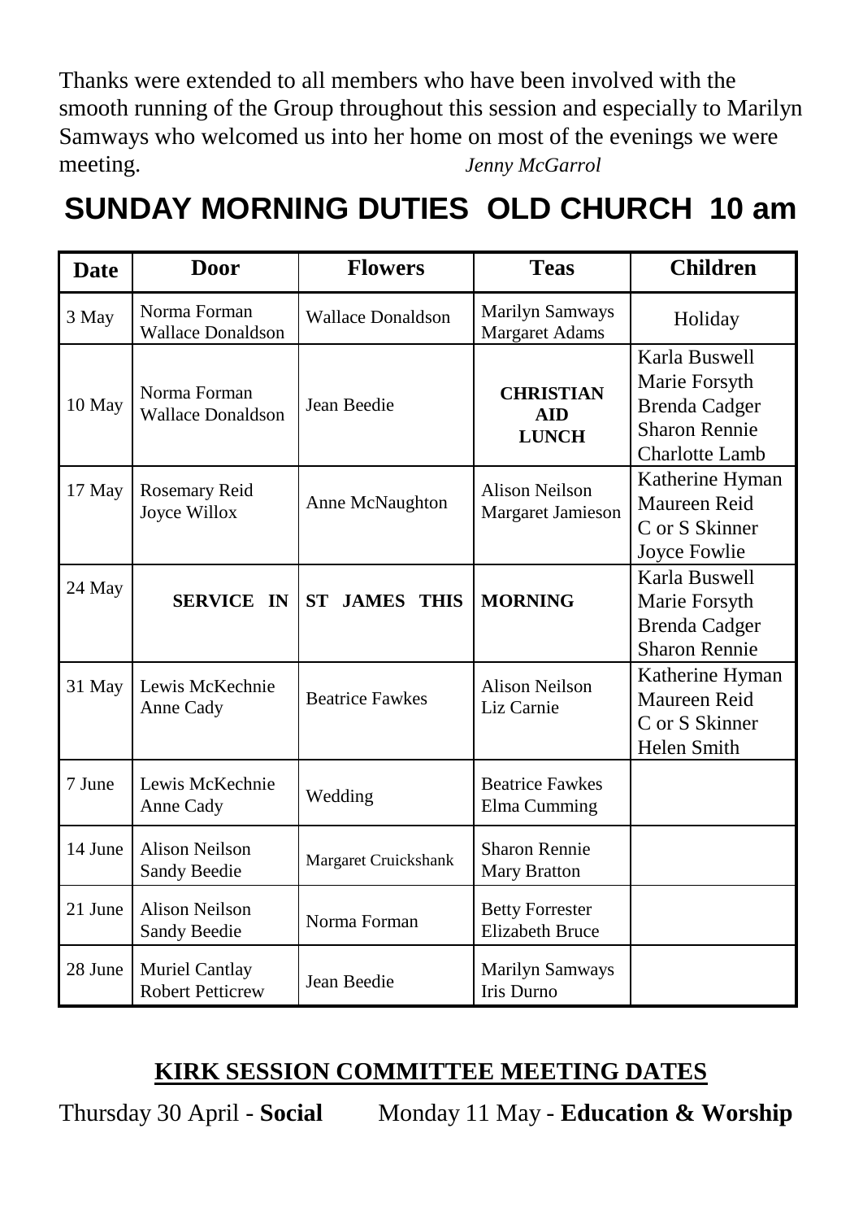Thanks were extended to all members who have been involved with the smooth running of the Group throughout this session and especially to Marilyn Samways who welcomed us into her home on most of the evenings we were meeting. *Jenny McGarrol*

# SUNDAY MORNING DUTIES OLD CHURCH 10 am

| Date | Door | Flowers | Teas | Children |
|---|---|---|---|---|
| 3 May | Norma Forman<br>Wallace Donaldson | Wallace Donaldson | Marilyn Samways<br>Margaret Adams | Holiday |
| 10 May | Norma Forman<br>Wallace Donaldson | Jean Beedie | **CHRISTIAN AID LUNCH** | Karla Buswell<br>Marie Forsyth<br>Brenda Cadger<br>Sharon Rennie<br>Charlotte Lamb |
| 17 May | Rosemary Reid<br>Joyce Willox | Anne McNaughton | Alison Neilson<br>Margaret Jamieson | Katherine Hyman<br>Maureen Reid<br>C or S Skinner<br>Joyce Fowlie |
| 24 May | **SERVICE IN** | **ST JAMES THIS** | **MORNING** | Karla Buswell<br>Marie Forsyth<br>Brenda Cadger<br>Sharon Rennie |
| 31 May | Lewis McKechnie<br>Anne Cady | Beatrice Fawkes | Alison Neilson<br>Liz Carnie | Katherine Hyman<br>Maureen Reid<br>C or S Skinner<br>Helen Smith |
| 7 June | Lewis McKechnie<br>Anne Cady | Wedding | Beatrice Fawkes<br>Elma Cumming | |
| 14 June | Alison Neilson<br>Sandy Beedie | Margaret Cruickshank | Sharon Rennie<br>Mary Bratton | |
| 21 June | Alison Neilson<br>Sandy Beedie | Norma Forman | Betty Forrester<br>Elizabeth Bruce | |
| 28 June | Muriel Cantlay<br>Robert Petticrew | Jean Beedie | Marilyn Samways<br>Iris Durno | |

## KIRK SESSION COMMITTEE MEETING DATES

Thursday 30 April - **Social** Monday 11 May - **Education & Worship**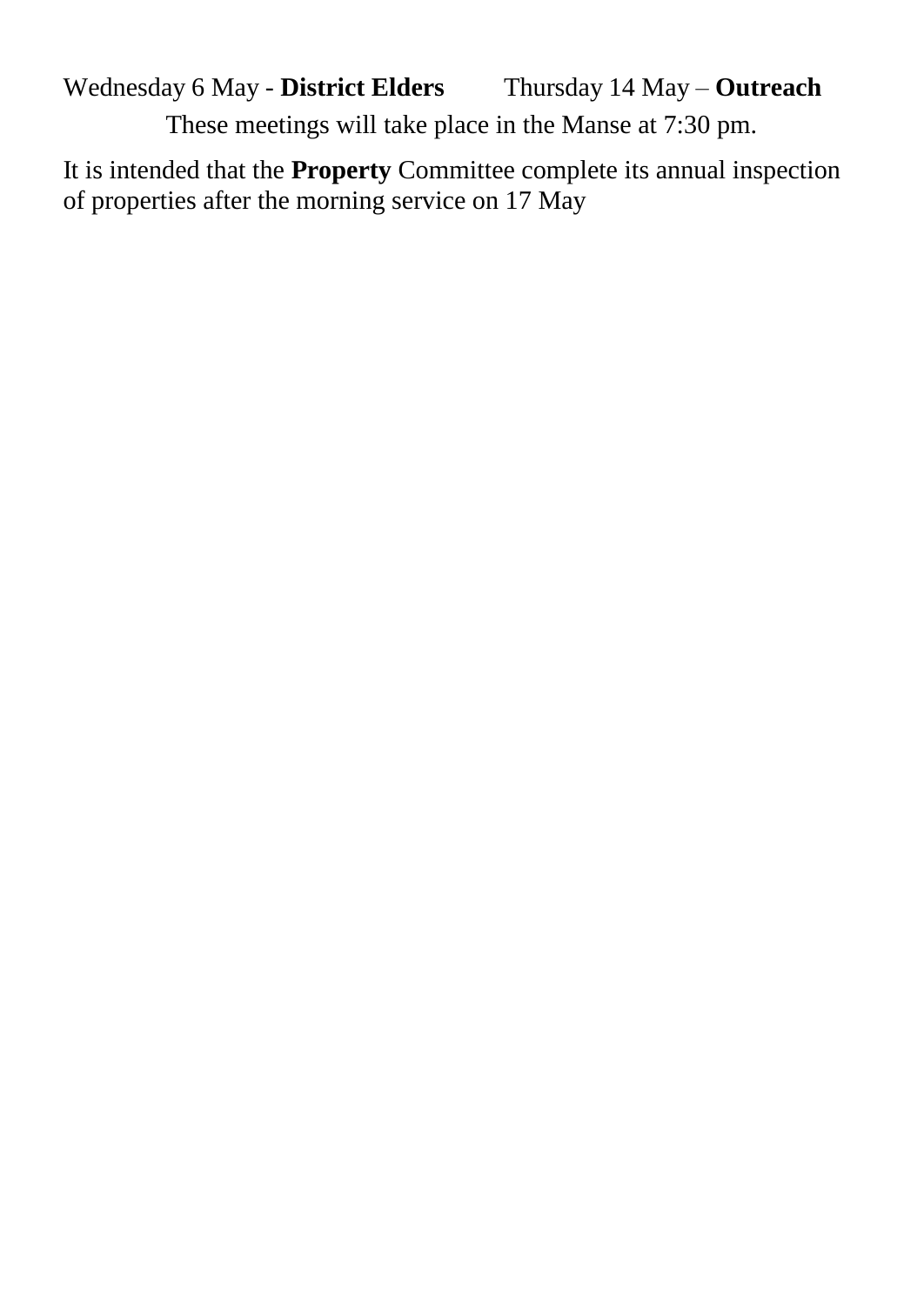Wednesday 6 May - **District Elders** Thursday 14 May – **Outreach**

These meetings will take place in the Manse at 7:30 pm.

It is intended that the **Property** Committee complete its annual inspection of properties after the morning service on 17 May